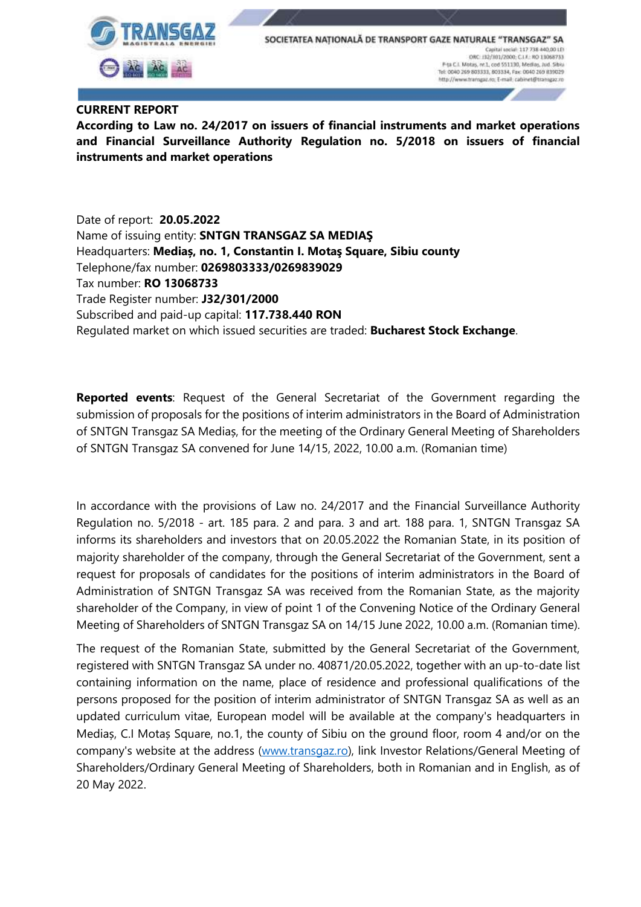**CURRENT REPORT**

**According to Law no. 24/2017 on issuers of financial instruments and market operations and Financial Surveillance Authority Regulation no. 5/2018 on issuers of financial instruments and market operations**

Date of report: **20.05.2022**
Name of issuing entity: **SNTGN TRANSGAZ SA MEDIAŞ**
Headquarters: **Mediaş, no. 1, Constantin I. Motaş Square, Sibiu county**
Telephone/fax number: **0269803333/0269839029**
Tax number: **RO 13068733**
Trade Register number: **J32/301/2000**
Subscribed and paid-up capital: **117.738.440 RON**
Regulated market on which issued securities are traded: **Bucharest Stock Exchange**.

**Reported events**: Request of the General Secretariat of the Government regarding the submission of proposals for the positions of interim administrators in the Board of Administration of SNTGN Transgaz SA Mediaș, for the meeting of the Ordinary General Meeting of Shareholders of SNTGN Transgaz SA convened for June 14/15, 2022, 10.00 a.m. (Romanian time)

In accordance with the provisions of Law no. 24/2017 and the Financial Surveillance Authority Regulation no. 5/2018 - art. 185 para. 2 and para. 3 and art. 188 para. 1, SNTGN Transgaz SA informs its shareholders and investors that on 20.05.2022 the Romanian State, in its position of majority shareholder of the company, through the General Secretariat of the Government, sent a request for proposals of candidates for the positions of interim administrators in the Board of Administration of SNTGN Transgaz SA was received from the Romanian State, as the majority shareholder of the Company, in view of point 1 of the Convening Notice of the Ordinary General Meeting of Shareholders of SNTGN Transgaz SA on 14/15 June 2022, 10.00 a.m. (Romanian time).

The request of the Romanian State, submitted by the General Secretariat of the Government, registered with SNTGN Transgaz SA under no. 40871/20.05.2022, together with an up-to-date list containing information on the name, place of residence and professional qualifications of the persons proposed for the position of interim administrator of SNTGN Transgaz SA as well as an updated curriculum vitae, European model will be available at the company's headquarters in Mediaș, C.I Motaș Square, no.1, the county of Sibiu on the ground floor, room 4 and/or on the company's website at the address (www.transgaz.ro), link Investor Relations/General Meeting of Shareholders/Ordinary General Meeting of Shareholders, both in Romanian and in English, as of 20 May 2022.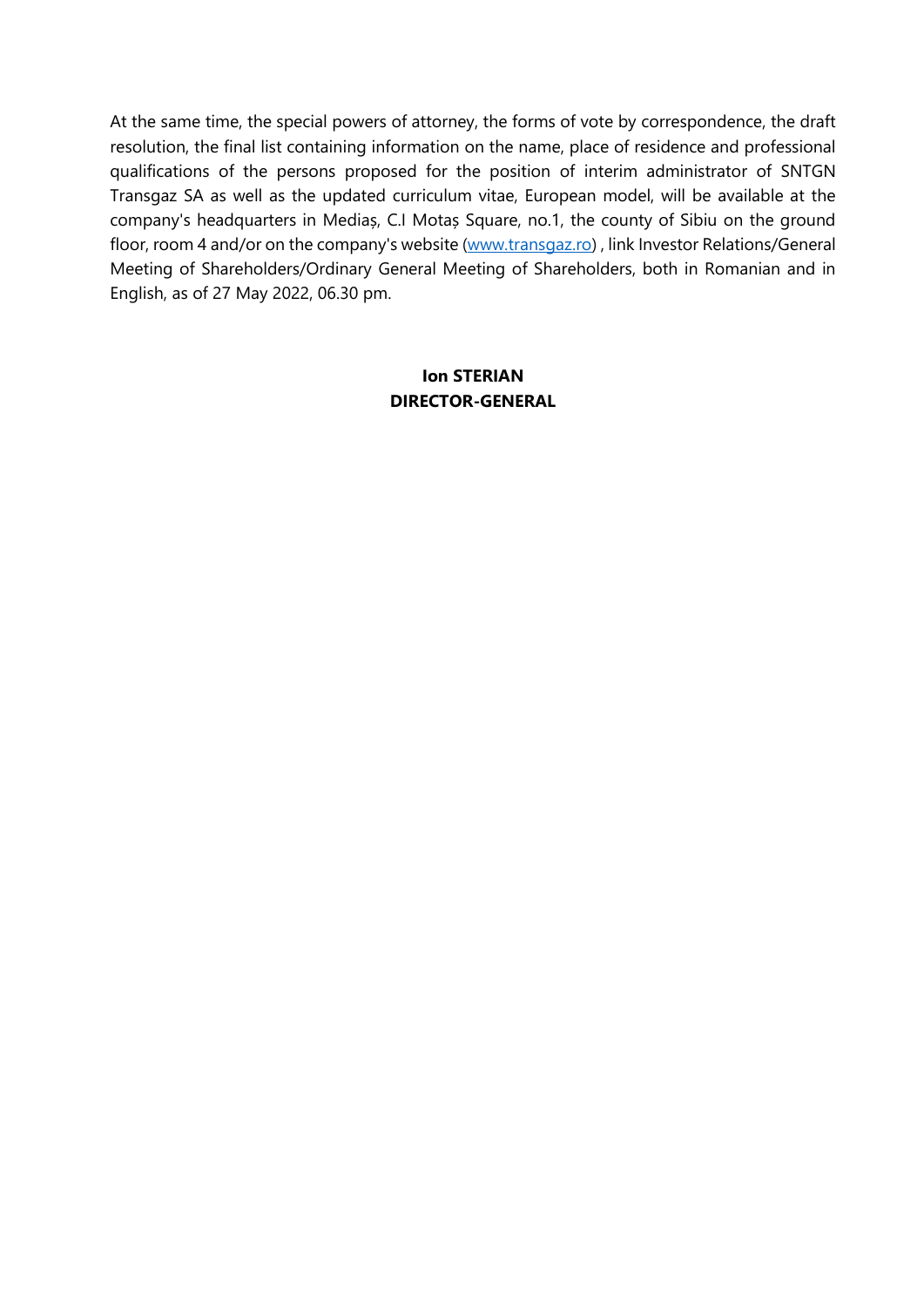At the same time, the special powers of attorney, the forms of vote by correspondence, the draft resolution, the final list containing information on the name, place of residence and professional qualifications of the persons proposed for the position of interim administrator of SNTGN Transgaz SA as well as the updated curriculum vitae, European model, will be available at the company's headquarters in Mediaș, C.I Motaș Square, no.1, the county of Sibiu on the ground floor, room 4 and/or on the company's website ([www.transgaz.ro](http://www.transgaz.ro)) , link Investor Relations/General Meeting of Shareholders/Ordinary General Meeting of Shareholders, both in Romanian and in English, as of 27 May 2022, 06.30 pm.

**Ion STERIAN**
**DIRECTOR-GENERAL**